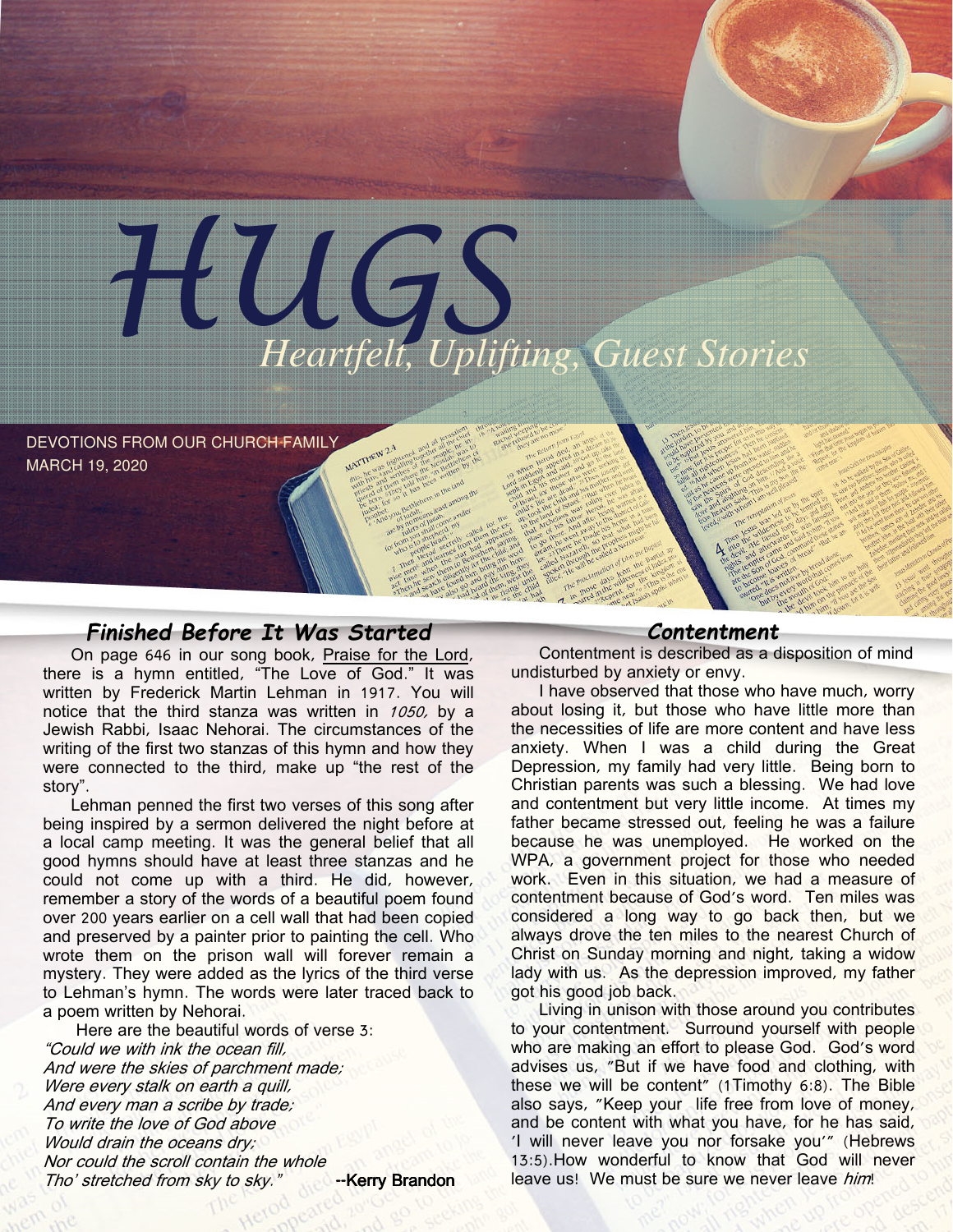# HUGS

## Heartfelt, Uplifting, Guest Stories

DEVOTIONS FROM OUR CHURCH FAMILY
MARCH 19, 2020

### *Finished Before It Was Started*

On page 646 in our song book, Praise for the Lord, there is a hymn entitled, "The Love of God." It was written by Frederick Martin Lehman in 1917. You will notice that the third stanza was written in *1050,* by a Jewish Rabbi, Isaac Nehorai. The circumstances of the writing of the first two stanzas of this hymn and how they were connected to the third, make up "the rest of the story".

Lehman penned the first two verses of this song after being inspired by a sermon delivered the night before at a local camp meeting. It was the general belief that all good hymns should have at least three stanzas and he could not come up with a third. He did, however, remember a story of the words of a beautiful poem found over 200 years earlier on a cell wall that had been copied and preserved by a painter prior to painting the cell. Who wrote them on the prison wall will forever remain a mystery. They were added as the lyrics of the third verse to Lehman's hymn. The words were later traced back to a poem written by Nehorai.

Here are the beautiful words of verse 3:

*"Could we with ink the ocean fill,*
*And were the skies of parchment made;*
*Were every stalk on earth a quill,*
*And every man a scribe by trade;*
*To write the love of God above*
*Would drain the oceans dry;*
*Nor could the scroll contain the whole*
*Tho' stretched from sky to sky."*

--Kerry Brandon

### *Contentment*

Contentment is described as a disposition of mind undisturbed by anxiety or envy.

I have observed that those who have much, worry about losing it, but those who have little more than the necessities of life are more content and have less anxiety. When I was a child during the Great Depression, my family had very little. Being born to Christian parents was such a blessing. We had love and contentment but very little income. At times my father became stressed out, feeling he was a failure because he was unemployed. He worked on the WPA, a government project for those who needed work. Even in this situation, we had a measure of contentment because of God's word. Ten miles was considered a long way to go back then, but we always drove the ten miles to the nearest Church of Christ on Sunday morning and night, taking a widow lady with us. As the depression improved, my father got his good job back.

Living in unison with those around you contributes to your contentment. Surround yourself with people who are making an effort to please God. God's word advises us, "But if we have food and clothing, with these we will be content" (1Timothy 6:8). The Bible also says, "Keep your life free from love of money, and be content with what you have, for he has said, 'I will never leave you nor forsake you'" (Hebrews 13:5).How wonderful to know that God will never leave us! We must be sure we never leave *him*!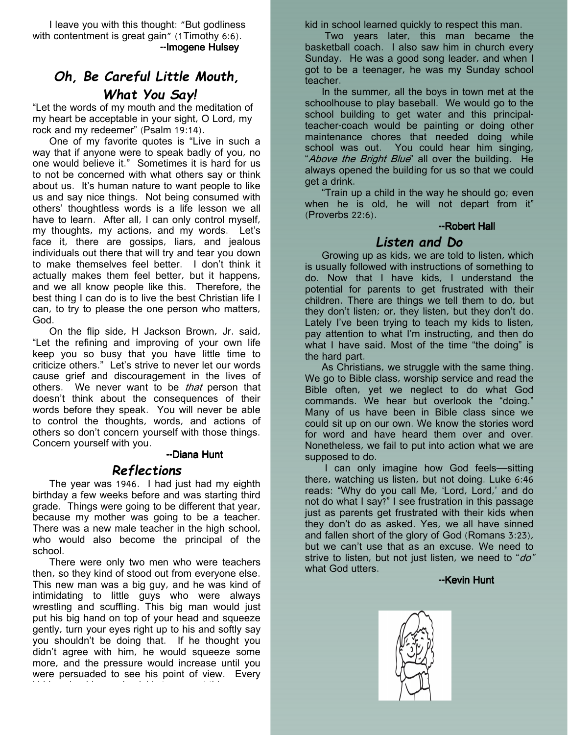I leave you with this thought: "But godliness with contentment is great gain" (1Timothy 6:6).

--Imogene Hulsey

## *Oh, Be Careful Little Mouth, What You Say!*

"Let the words of my mouth and the meditation of my heart be acceptable in your sight, O Lord, my rock and my redeemer" (Psalm 19:14).

One of my favorite quotes is "Live in such a way that if anyone were to speak badly of you, no one would believe it." Sometimes it is hard for us to not be concerned with what others say or think about us. It's human nature to want people to like us and say nice things. Not being consumed with others' thoughtless words is a life lesson we all have to learn. After all, I can only control myself, my thoughts, my actions, and my words. Let's face it, there are gossips, liars, and jealous individuals out there that will try and tear you down to make themselves feel better. I don't think it actually makes them feel better, but it happens, and we all know people like this. Therefore, the best thing I can do is to live the best Christian life I can, to try to please the one person who matters, God.

On the flip side, H Jackson Brown, Jr. said, "Let the refining and improving of your own life keep you so busy that you have little time to criticize others." Let's strive to never let our words cause grief and discouragement in the lives of others. We never want to be *that* person that doesn't think about the consequences of their words before they speak. You will never be able to control the thoughts, words, and actions of others so don't concern yourself with those things. Concern yourself with you.

--Diana Hunt

## *Reflections*

The year was 1946. I had just had my eighth birthday a few weeks before and was starting third grade. Things were going to be different that year, because my mother was going to be a teacher. There was a new male teacher in the high school, who would also become the principal of the school.

There were only two men who were teachers then, so they kind of stood out from everyone else. This new man was a big guy, and he was kind of intimidating to little guys who were always wrestling and scuffling. This big man would just put his big hand on top of your head and squeeze gently, turn your eyes right up to his and softly say you shouldn't be doing that. If he thought you didn't agree with him, he would squeeze some more, and the pressure would increase until you were persuaded to see his point of view. Every kid in school learned quickly to respect this man.

Two years later, this man became the basketball coach. I also saw him in church every Sunday. He was a good song leader, and when I got to be a teenager, he was my Sunday school teacher.

In the summer, all the boys in town met at the schoolhouse to play baseball. We would go to the school building to get water and this principal-teacher-coach would be painting or doing other maintenance chores that needed doing while school was out. You could hear him singing, "*Above the Bright Blue*" all over the building. He always opened the building for us so that we could get a drink.

"Train up a child in the way he should go; even when he is old, he will not depart from it" (Proverbs 22:6).

--Robert Hall

## *Listen and Do*

Growing up as kids, we are told to listen, which is usually followed with instructions of something to do. Now that I have kids, I understand the potential for parents to get frustrated with their children. There are things we tell them to do, but they don't listen; or, they listen, but they don't do. Lately I've been trying to teach my kids to listen, pay attention to what I'm instructing, and then do what I have said. Most of the time "the doing" is the hard part.

As Christians, we struggle with the same thing. We go to Bible class, worship service and read the Bible often, yet we neglect to do what God commands. We hear but overlook the "doing." Many of us have been in Bible class since we could sit up on our own. We know the stories word for word and have heard them over and over. Nonetheless, we fail to put into action what we are supposed to do.

I can only imagine how God feels—sitting there, watching us listen, but not doing. Luke 6:46 reads: "Why do you call Me, 'Lord, Lord,' and do not do what I say?" I see frustration in this passage just as parents get frustrated with their kids when they don't do as asked. Yes, we all have sinned and fallen short of the glory of God (Romans 3:23), but we can't use that as an excuse. We need to strive to listen, but not just listen, we need to "*do*" what God utters.

--Kevin Hunt